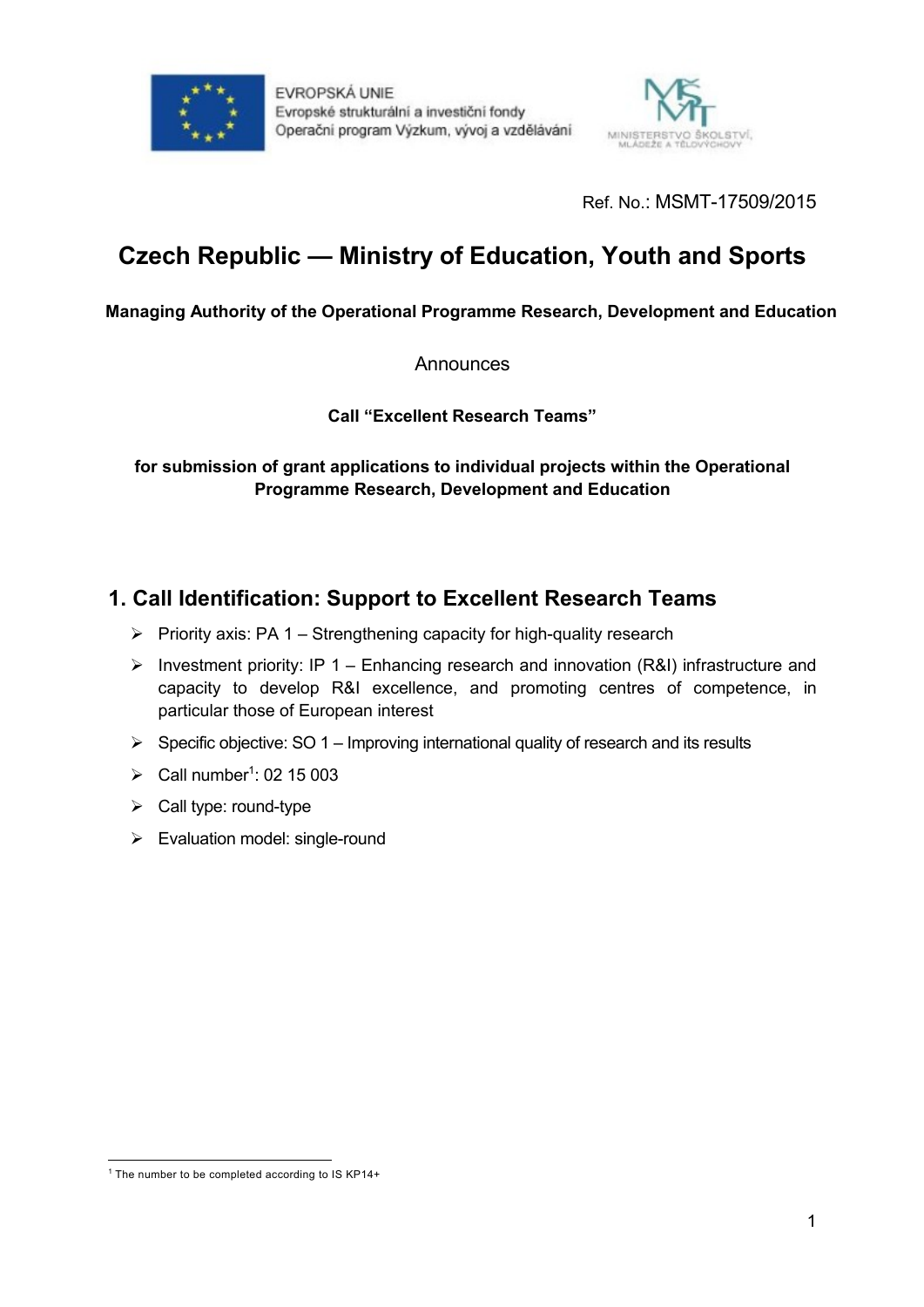EVROPSKÁ UNIE
Evropské strukturální a investiční fondy
Operační program Výzkum, vývoj a vzdělávání

MINISTERSTVO ŠKOLSTVÍ, MLÁDEŽE A TĚLOVÝCHOVY

Ref. No.: MSMT-17509/2015

# Czech Republic — Ministry of Education, Youth and Sports

**Managing Authority of the Operational Programme Research, Development and Education**

Announces

**Call "Excellent Research Teams"**

**for submission of grant applications to individual projects within the Operational Programme Research, Development and Education**

## 1. Call Identification: Support to Excellent Research Teams

- Priority axis: PA 1 – Strengthening capacity for high-quality research
- Investment priority: IP 1 – Enhancing research and innovation (R&I) infrastructure and capacity to develop R&I excellence, and promoting centres of competence, in particular those of European interest
- Specific objective: SO 1 – Improving international quality of research and its results
- Call number[1]: 02 15 003
- Call type: round-type
- Evaluation model: single-round

[1] The number to be completed according to IS KP14+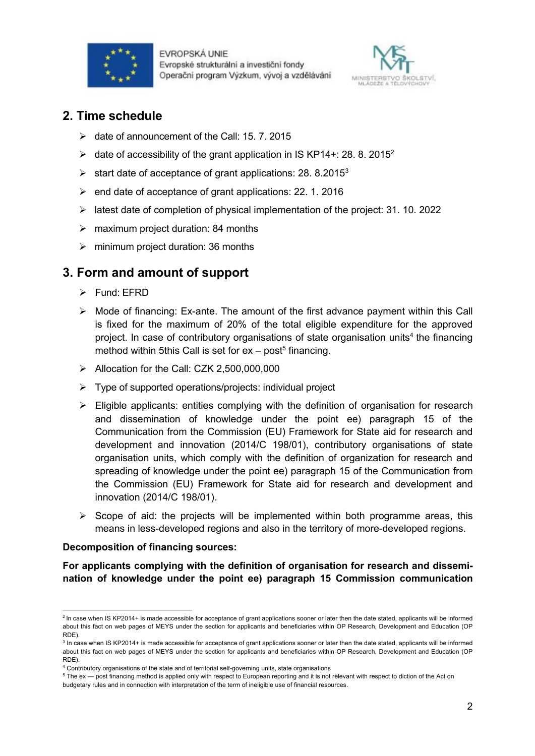## 2. Time schedule

- date of announcement of the Call: 15. 7. 2015
- date of accessibility of the grant application in IS KP14+: 28. 8. 2015[2]
- start date of acceptance of grant applications: 28. 8.2015[3]
- end date of acceptance of grant applications: 22. 1. 2016
- latest date of completion of physical implementation of the project: 31. 10. 2022
- maximum project duration: 84 months
- minimum project duration: 36 months

## 3. Form and amount of support

- Fund: EFRD
- Mode of financing: Ex-ante. The amount of the first advance payment within this Call is fixed for the maximum of 20% of the total eligible expenditure for the approved project. In case of contributory organisations of state organisation units[4] the financing method within 5this Call is set for ex – post[5] financing.
- Allocation for the Call: CZK 2,500,000,000
- Type of supported operations/projects: individual project
- Eligible applicants: entities complying with the definition of organisation for research and dissemination of knowledge under the point ee) paragraph 15 of the Communication from the Commission (EU) Framework for State aid for research and development and innovation (2014/C 198/01), contributory organisations of state organisation units, which comply with the definition of organization for research and spreading of knowledge under the point ee) paragraph 15 of the Communication from the Commission (EU) Framework for State aid for research and development and innovation (2014/C 198/01).
- Scope of aid: the projects will be implemented within both programme areas, this means in less-developed regions and also in the territory of more-developed regions.

**Decomposition of financing sources:**

**For applicants complying with the definition of organisation for research and dissemination of knowledge under the point ee) paragraph 15 Commission communication**

---

[2] In case when IS KP2014+ is made accessible for acceptance of grant applications sooner or later then the date stated, applicants will be informed about this fact on web pages of MEYS under the section for applicants and beneficiaries within OP Research, Development and Education (OP RDE).

[3] In case when IS KP2014+ is made accessible for acceptance of grant applications sooner or later then the date stated, applicants will be informed about this fact on web pages of MEYS under the section for applicants and beneficiaries within OP Research, Development and Education (OP RDE).

[4] Contributory organisations of the state and of territorial self-governing units, state organisations

[5] The ex — post financing method is applied only with respect to European reporting and it is not relevant with respect to diction of the Act on budgetary rules and in connection with interpretation of the term of ineligible use of financial resources.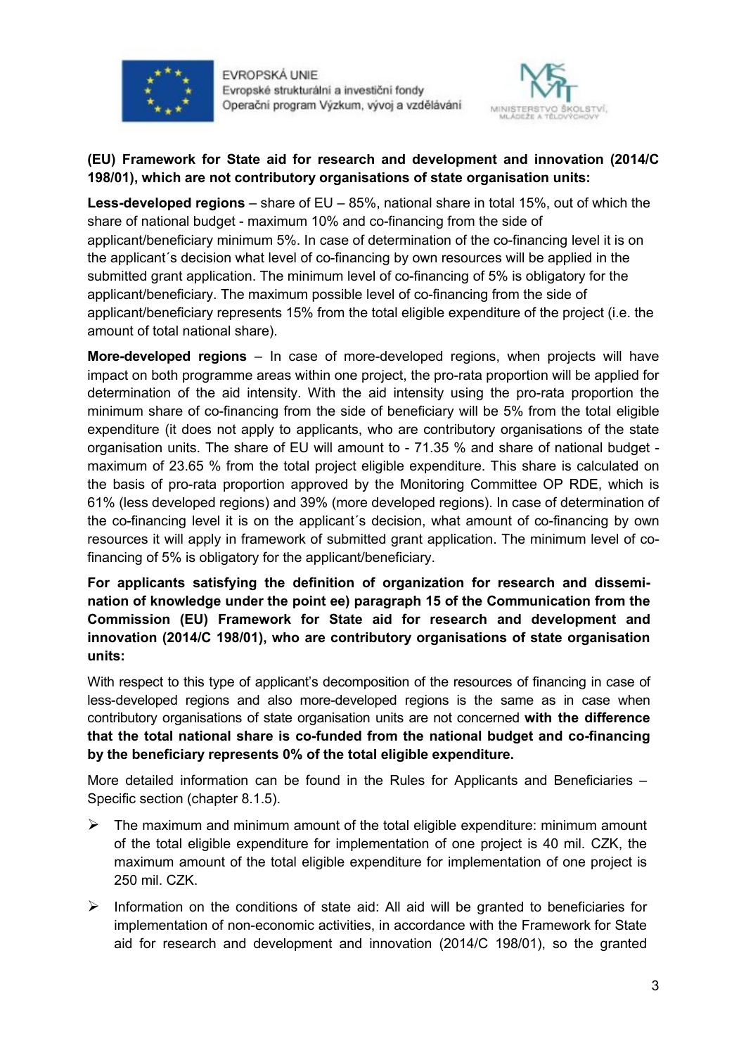**(EU) Framework for State aid for research and development and innovation (2014/C 198/01), which are not contributory organisations of state organisation units:**

**Less-developed regions** – share of EU – 85%, national share in total 15%, out of which the share of national budget - maximum 10% and co-financing from the side of applicant/beneficiary minimum 5%. In case of determination of the co-financing level it is on the applicant´s decision what level of co-financing by own resources will be applied in the submitted grant application. The minimum level of co-financing of 5% is obligatory for the applicant/beneficiary. The maximum possible level of co-financing from the side of applicant/beneficiary represents 15% from the total eligible expenditure of the project (i.e. the amount of total national share).

**More-developed regions** – In case of more-developed regions, when projects will have impact on both programme areas within one project, the pro-rata proportion will be applied for determination of the aid intensity. With the aid intensity using the pro-rata proportion the minimum share of co-financing from the side of beneficiary will be 5% from the total eligible expenditure (it does not apply to applicants, who are contributory organisations of the state organisation units. The share of EU will amount to - 71.35 % and share of national budget - maximum of 23.65 % from the total project eligible expenditure. This share is calculated on the basis of pro-rata proportion approved by the Monitoring Committee OP RDE, which is 61% (less developed regions) and 39% (more developed regions). In case of determination of the co-financing level it is on the applicant´s decision, what amount of co-financing by own resources it will apply in framework of submitted grant application. The minimum level of co-financing of 5% is obligatory for the applicant/beneficiary.

**For applicants satisfying the definition of organization for research and dissemination of knowledge under the point ee) paragraph 15 of the Communication from the Commission (EU) Framework for State aid for research and development and innovation (2014/C 198/01), who are contributory organisations of state organisation units:**

With respect to this type of applicant's decomposition of the resources of financing in case of less-developed regions and also more-developed regions is the same as in case when contributory organisations of state organisation units are not concerned **with the difference that the total national share is co-funded from the national budget and co-financing by the beneficiary represents 0% of the total eligible expenditure.**

More detailed information can be found in the Rules for Applicants and Beneficiaries – Specific section (chapter 8.1.5).

- The maximum and minimum amount of the total eligible expenditure: minimum amount of the total eligible expenditure for implementation of one project is 40 mil. CZK, the maximum amount of the total eligible expenditure for implementation of one project is 250 mil. CZK.
- Information on the conditions of state aid: All aid will be granted to beneficiaries for implementation of non-economic activities, in accordance with the Framework for State aid for research and development and innovation (2014/C 198/01), so the granted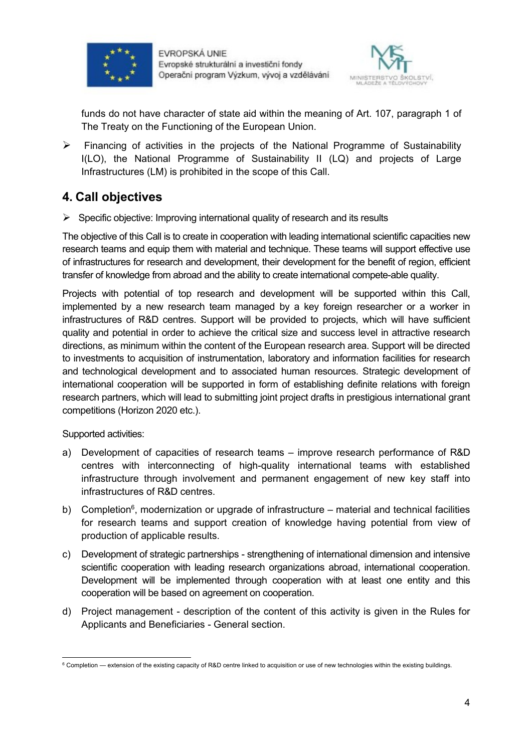funds do not have character of state aid within the meaning of Art. 107, paragraph 1 of The Treaty on the Functioning of the European Union.

- Financing of activities in the projects of the National Programme of Sustainability I(LO), the National Programme of Sustainability II (LQ) and projects of Large Infrastructures (LM) is prohibited in the scope of this Call.

## 4. Call objectives

- Specific objective: Improving international quality of research and its results

The objective of this Call is to create in cooperation with leading international scientific capacities new research teams and equip them with material and technique. These teams will support effective use of infrastructures for research and development, their development for the benefit of region, efficient transfer of knowledge from abroad and the ability to create international compete-able quality.

Projects with potential of top research and development will be supported within this Call, implemented by a new research team managed by a key foreign researcher or a worker in infrastructures of R&D centres. Support will be provided to projects, which will have sufficient quality and potential in order to achieve the critical size and success level in attractive research directions, as minimum within the content of the European research area. Support will be directed to investments to acquisition of instrumentation, laboratory and information facilities for research and technological development and to associated human resources. Strategic development of international cooperation will be supported in form of establishing definite relations with foreign research partners, which will lead to submitting joint project drafts in prestigious international grant competitions (Horizon 2020 etc.).

Supported activities:

a) Development of capacities of research teams – improve research performance of R&D centres with interconnecting of high-quality international teams with established infrastructure through involvement and permanent engagement of new key staff into infrastructures of R&D centres.

b) Completion[6], modernization or upgrade of infrastructure – material and technical facilities for research teams and support creation of knowledge having potential from view of production of applicable results.

c) Development of strategic partnerships - strengthening of international dimension and intensive scientific cooperation with leading research organizations abroad, international cooperation. Development will be implemented through cooperation with at least one entity and this cooperation will be based on agreement on cooperation.

d) Project management - description of the content of this activity is given in the Rules for Applicants and Beneficiaries - General section.

---

[6] Completion — extension of the existing capacity of R&D centre linked to acquisition or use of new technologies within the existing buildings.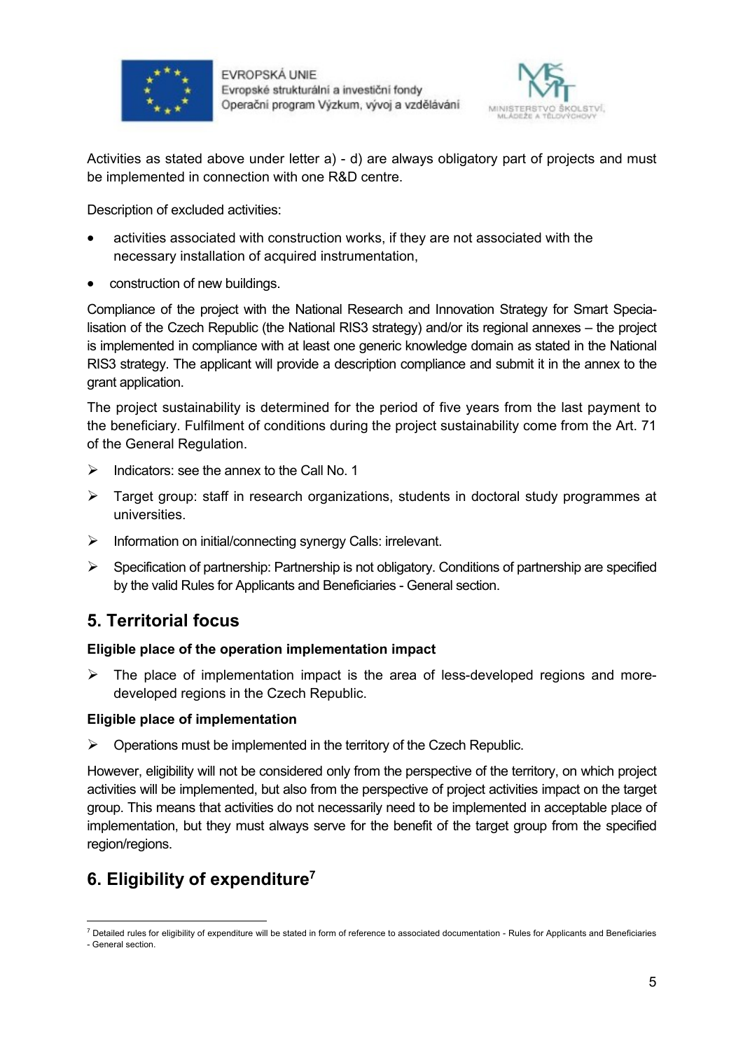Activities as stated above under letter a) - d) are always obligatory part of projects and must be implemented in connection with one R&D centre.

Description of excluded activities:

- activities associated with construction works, if they are not associated with the necessary installation of acquired instrumentation,
- construction of new buildings.

Compliance of the project with the National Research and Innovation Strategy for Smart Specialisation of the Czech Republic (the National RIS3 strategy) and/or its regional annexes – the project is implemented in compliance with at least one generic knowledge domain as stated in the National RIS3 strategy. The applicant will provide a description compliance and submit it in the annex to the grant application.

The project sustainability is determined for the period of five years from the last payment to the beneficiary. Fulfilment of conditions during the project sustainability come from the Art. 71 of the General Regulation.

- Indicators: see the annex to the Call No. 1
- Target group: staff in research organizations, students in doctoral study programmes at universities.
- Information on initial/connecting synergy Calls: irrelevant.
- Specification of partnership: Partnership is not obligatory. Conditions of partnership are specified by the valid Rules for Applicants and Beneficiaries - General section.

## 5. Territorial focus

**Eligible place of the operation implementation impact**

- The place of implementation impact is the area of less-developed regions and more-developed regions in the Czech Republic.

**Eligible place of implementation**

- Operations must be implemented in the territory of the Czech Republic.

However, eligibility will not be considered only from the perspective of the territory, on which project activities will be implemented, but also from the perspective of project activities impact on the target group. This means that activities do not necessarily need to be implemented in acceptable place of implementation, but they must always serve for the benefit of the target group from the specified region/regions.

## 6. Eligibility of expenditure[7]

[7] Detailed rules for eligibility of expenditure will be stated in form of reference to associated documentation - Rules for Applicants and Beneficiaries - General section.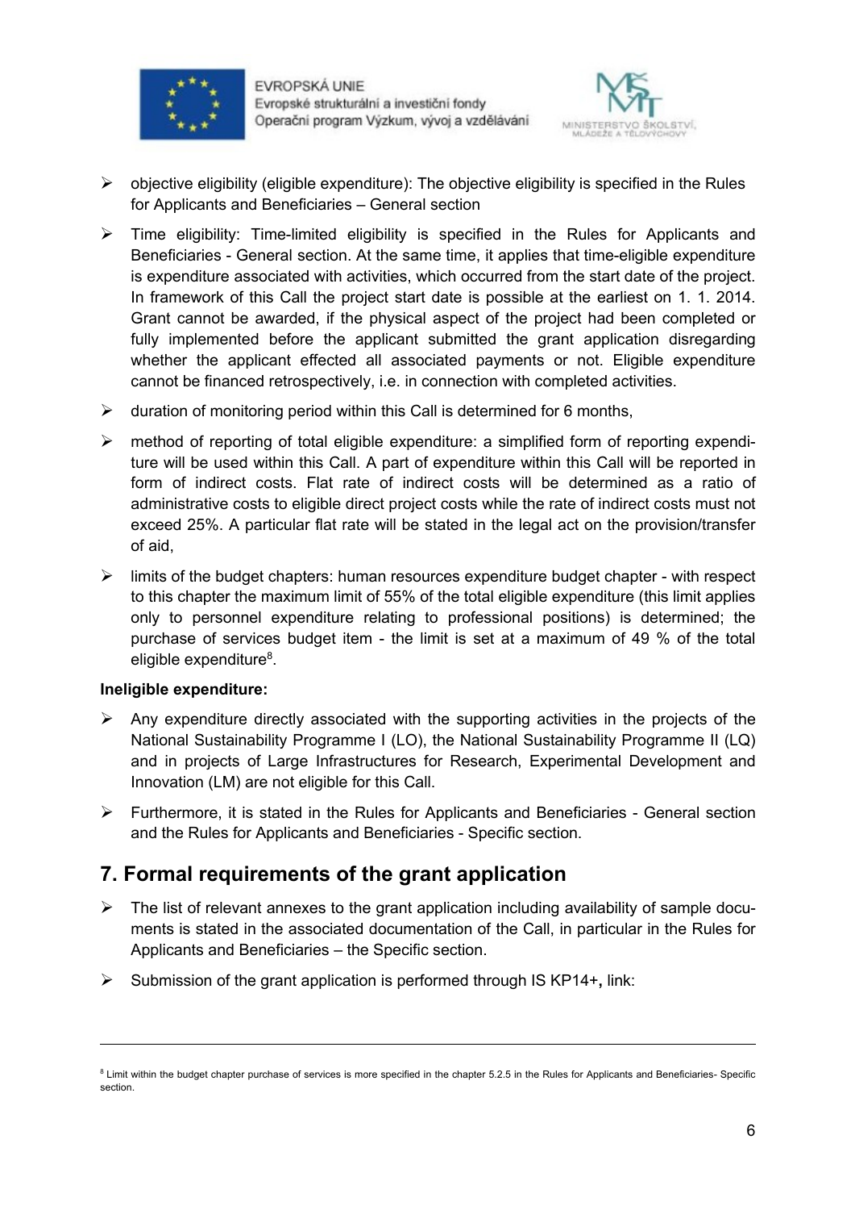- objective eligibility (eligible expenditure): The objective eligibility is specified in the Rules for Applicants and Beneficiaries – General section
- Time eligibility: Time-limited eligibility is specified in the Rules for Applicants and Beneficiaries - General section. At the same time, it applies that time-eligible expenditure is expenditure associated with activities, which occurred from the start date of the project. In framework of this Call the project start date is possible at the earliest on 1. 1. 2014. Grant cannot be awarded, if the physical aspect of the project had been completed or fully implemented before the applicant submitted the grant application disregarding whether the applicant effected all associated payments or not. Eligible expenditure cannot be financed retrospectively, i.e. in connection with completed activities.
- duration of monitoring period within this Call is determined for 6 months,
- method of reporting of total eligible expenditure: a simplified form of reporting expenditure will be used within this Call. A part of expenditure within this Call will be reported in form of indirect costs. Flat rate of indirect costs will be determined as a ratio of administrative costs to eligible direct project costs while the rate of indirect costs must not exceed 25%. A particular flat rate will be stated in the legal act on the provision/transfer of aid,
- limits of the budget chapters: human resources expenditure budget chapter - with respect to this chapter the maximum limit of 55% of the total eligible expenditure (this limit applies only to personnel expenditure relating to professional positions) is determined; the purchase of services budget item - the limit is set at a maximum of 49 % of the total eligible expenditure[8].

**Ineligible expenditure:**

- Any expenditure directly associated with the supporting activities in the projects of the National Sustainability Programme I (LO), the National Sustainability Programme II (LQ) and in projects of Large Infrastructures for Research, Experimental Development and Innovation (LM) are not eligible for this Call.
- Furthermore, it is stated in the Rules for Applicants and Beneficiaries - General section and the Rules for Applicants and Beneficiaries - Specific section.

## 7. Formal requirements of the grant application

- The list of relevant annexes to the grant application including availability of sample documents is stated in the associated documentation of the Call, in particular in the Rules for Applicants and Beneficiaries – the Specific section.
- Submission of the grant application is performed through IS KP14+**,** link:

---

[8] Limit within the budget chapter purchase of services is more specified in the chapter 5.2.5 in the Rules for Applicants and Beneficiaries- Specific section.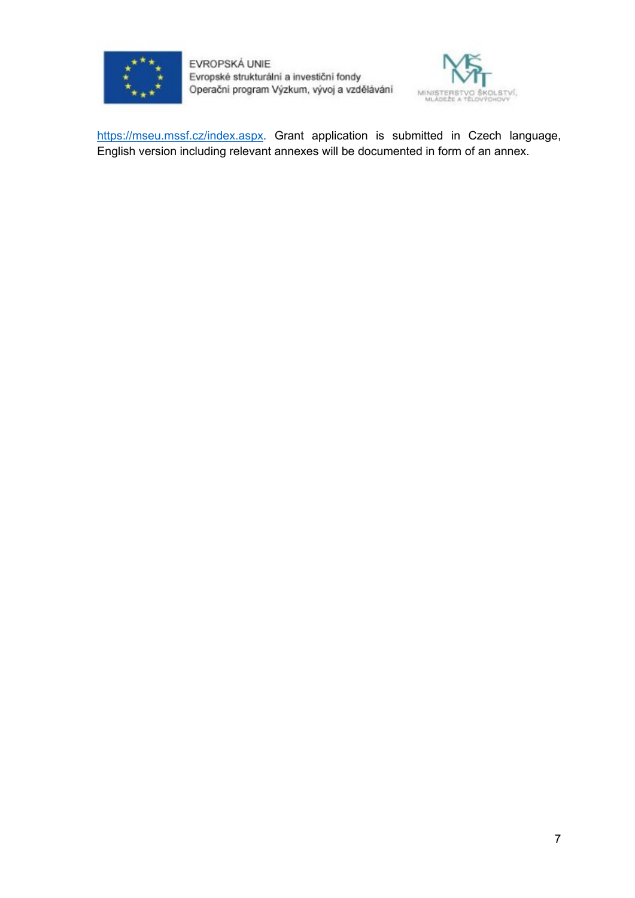https://mseu.mssf.cz/index.aspx. Grant application is submitted in Czech language, English version including relevant annexes will be documented in form of an annex.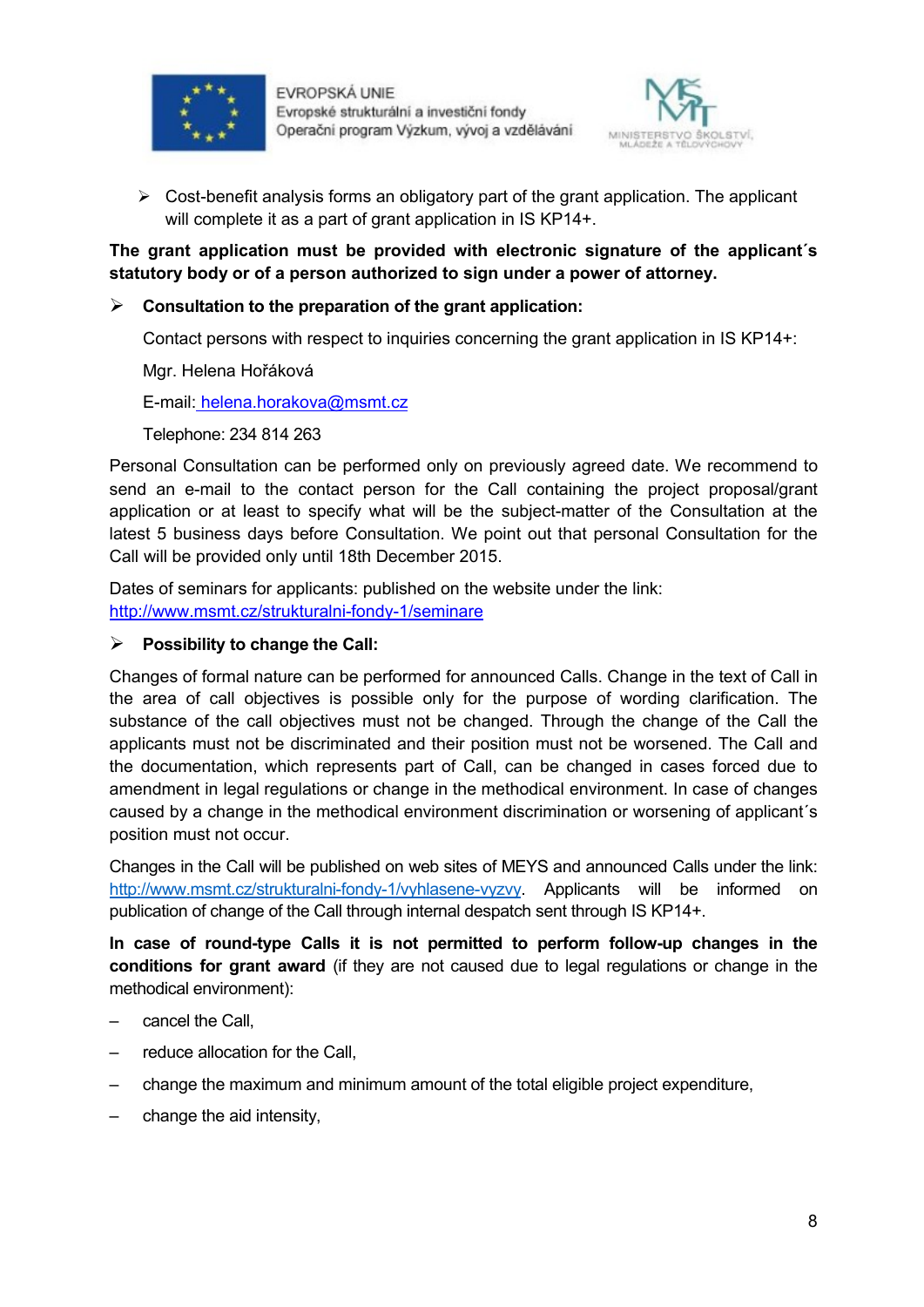- Cost-benefit analysis forms an obligatory part of the grant application. The applicant will complete it as a part of grant application in IS KP14+.

**The grant application must be provided with electronic signature of the applicant´s statutory body or of a person authorized to sign under a power of attorney.**

- **Consultation to the preparation of the grant application:**

  Contact persons with respect to inquiries concerning the grant application in IS KP14+:

  Mgr. Helena Hořáková

  E-mail: [helena.horakova@msmt.cz](mailto:helena.horakova@msmt.cz)

  Telephone: 234 814 263

Personal Consultation can be performed only on previously agreed date. We recommend to send an e-mail to the contact person for the Call containing the project proposal/grant application or at least to specify what will be the subject-matter of the Consultation at the latest 5 business days before Consultation. We point out that personal Consultation for the Call will be provided only until 18th December 2015.

Dates of seminars for applicants: published on the website under the link: [http://www.msmt.cz/strukturalni-fondy-1/seminare](http://www.msmt.cz/strukturalni-fondy-1/seminare)

- **Possibility to change the Call:**

Changes of formal nature can be performed for announced Calls. Change in the text of Call in the area of call objectives is possible only for the purpose of wording clarification. The substance of the call objectives must not be changed. Through the change of the Call the applicants must not be discriminated and their position must not be worsened. The Call and the documentation, which represents part of Call, can be changed in cases forced due to amendment in legal regulations or change in the methodical environment. In case of changes caused by a change in the methodical environment discrimination or worsening of applicant´s position must not occur.

Changes in the Call will be published on web sites of MEYS and announced Calls under the link: [http://www.msmt.cz/strukturalni-fondy-1/vyhlasene-vyzvy](http://www.msmt.cz/strukturalni-fondy-1/vyhlasene-vyzvy). Applicants will be informed on publication of change of the Call through internal despatch sent through IS KP14+.

**In case of round-type Calls it is not permitted to perform follow-up changes in the conditions for grant award** (if they are not caused due to legal regulations or change in the methodical environment):

- cancel the Call,
- reduce allocation for the Call,
- change the maximum and minimum amount of the total eligible project expenditure,
- change the aid intensity,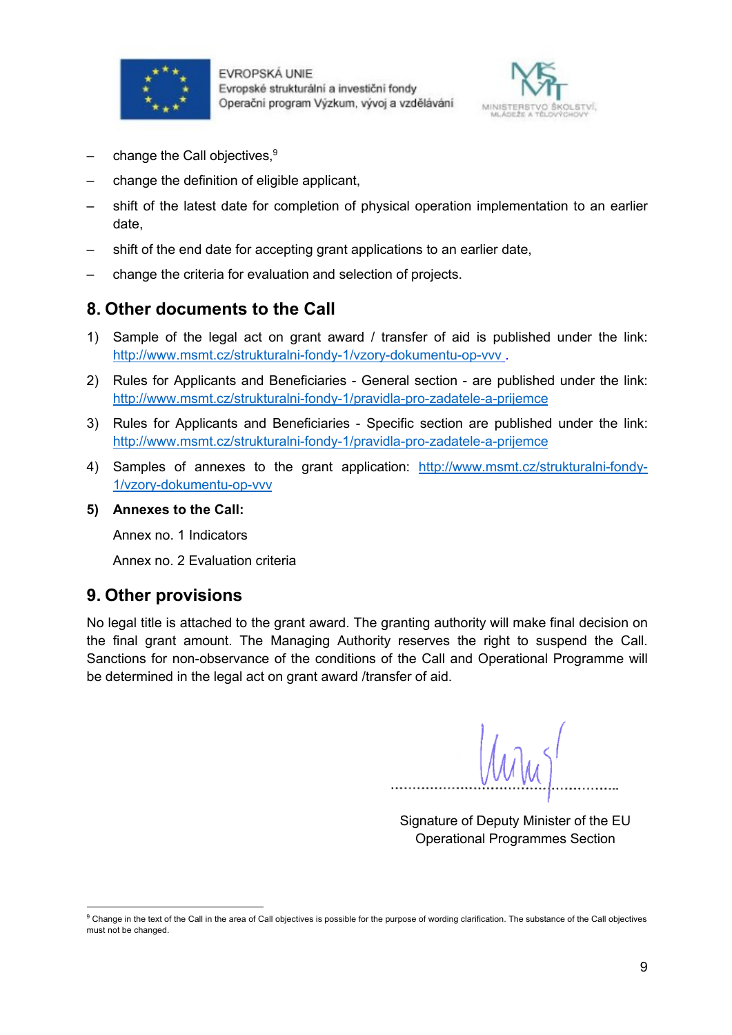- change the Call objectives,[9]
- change the definition of eligible applicant,
- shift of the latest date for completion of physical operation implementation to an earlier date,
- shift of the end date for accepting grant applications to an earlier date,
- change the criteria for evaluation and selection of projects.

## 8. Other documents to the Call

1) Sample of the legal act on grant award / transfer of aid is published under the link: http://www.msmt.cz/strukturalni-fondy-1/vzory-dokumentu-op-vvv .
2) Rules for Applicants and Beneficiaries - General section - are published under the link: http://www.msmt.cz/strukturalni-fondy-1/pravidla-pro-zadatele-a-prijemce
3) Rules for Applicants and Beneficiaries - Specific section are published under the link: http://www.msmt.cz/strukturalni-fondy-1/pravidla-pro-zadatele-a-prijemce
4) Samples of annexes to the grant application: http://www.msmt.cz/strukturalni-fondy-1/vzory-dokumentu-op-vvv
5) **Annexes to the Call:**

   Annex no. 1 Indicators

   Annex no. 2 Evaluation criteria

## 9. Other provisions

No legal title is attached to the grant award. The granting authority will make final decision on the final grant amount. The Managing Authority reserves the right to suspend the Call. Sanctions for non-observance of the conditions of the Call and Operational Programme will be determined in the legal act on grant award /transfer of aid.

.......................................................

Signature of Deputy Minister of the EU Operational Programmes Section

[9] Change in the text of the Call in the area of Call objectives is possible for the purpose of wording clarification. The substance of the Call objectives must not be changed.